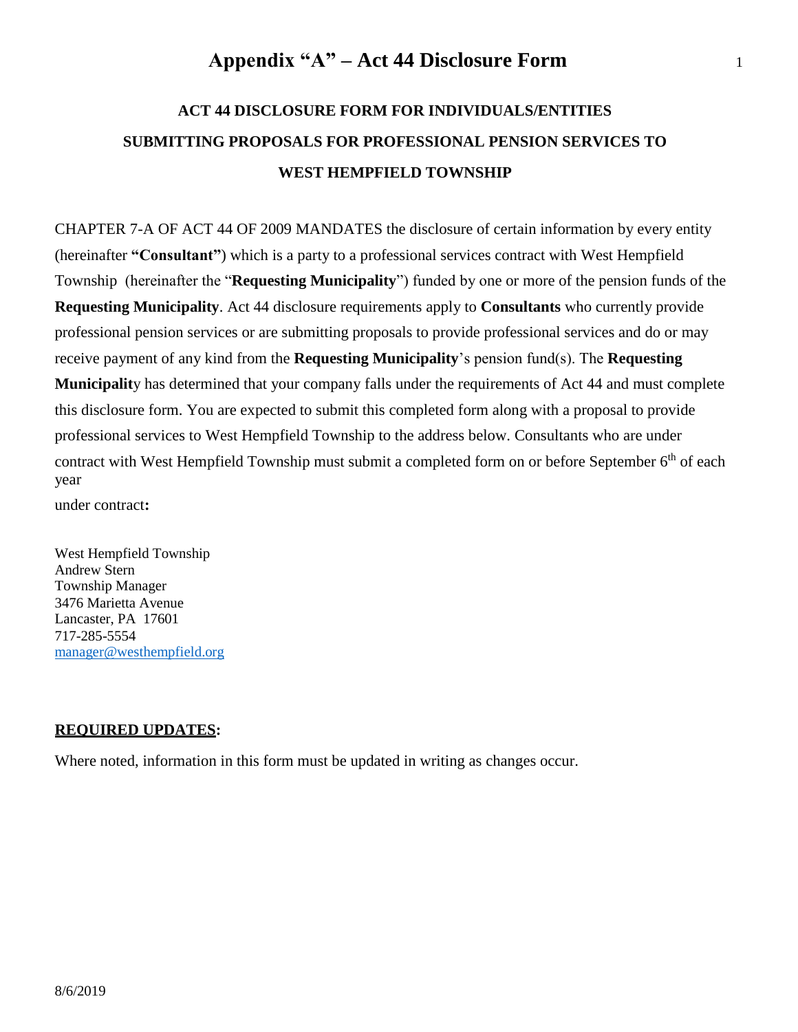# Appendix "A" – Act 44 Disclosure Form

## ACT 44 DISCLOSURE FORM FOR INDIVIDUALS/ENTITIES SUBMITTING PROPOSALS FOR PROFESSIONAL PENSION SERVICES TO WEST HEMPFIELD TOWNSHIP

CHAPTER 7-A OF ACT 44 OF 2009 MANDATES the disclosure of certain information by every entity (hereinafter **"Consultant"**) which is a party to a professional services contract with West Hempfield Township (hereinafter the "**Requesting Municipality**") funded by one or more of the pension funds of the **Requesting Municipality**. Act 44 disclosure requirements apply to **Consultants** who currently provide professional pension services or are submitting proposals to provide professional services and do or may receive payment of any kind from the **Requesting Municipality**'s pension fund(s). The **Requesting Municipality** has determined that your company falls under the requirements of Act 44 and must complete this disclosure form. You are expected to submit this completed form along with a proposal to provide professional services to West Hempfield Township to the address below. Consultants who are under contract with West Hempfield Township must submit a completed form on or before September 6th of each year under contract**:**

West Hempfield Township  
Andrew Stern  
Township Manager  
3476 Marietta Avenue  
Lancaster, PA 17601  
717-285-5554  
manager@westhempfield.org

**REQUIRED UPDATES:**

Where noted, information in this form must be updated in writing as changes occur.

8/6/2019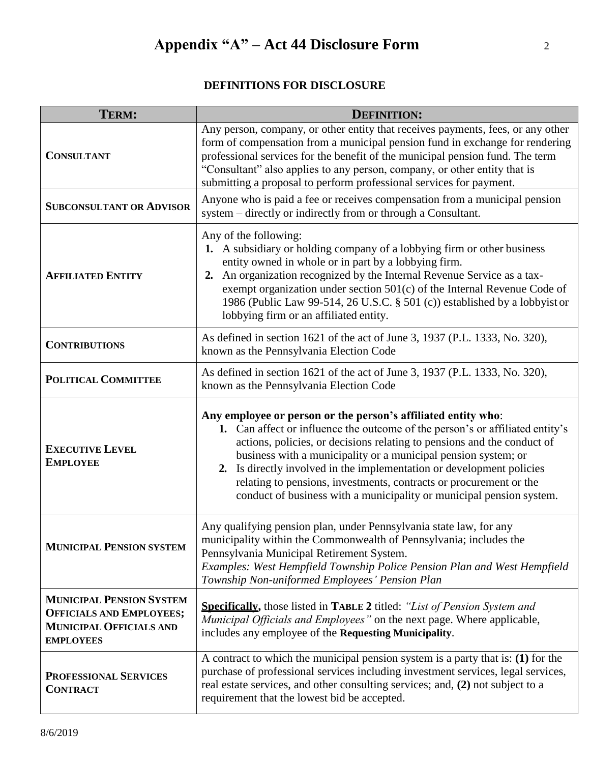# Appendix "A" – Act 44 Disclosure Form

## DEFINITIONS FOR DISCLOSURE

| TERM: | DEFINITION: |
|---|---|
| **CONSULTANT** | Any person, company, or other entity that receives payments, fees, or any other form of compensation from a municipal pension fund in exchange for rendering professional services for the benefit of the municipal pension fund. The term "Consultant" also applies to any person, company, or other entity that is submitting a proposal to perform professional services for payment. |
| **SUBCONSULTANT OR ADVISOR** | Anyone who is paid a fee or receives compensation from a municipal pension system – directly or indirectly from or through a Consultant. |
| **AFFILIATED ENTITY** | Any of the following:<br>**1.** A subsidiary or holding company of a lobbying firm or other business entity owned in whole or in part by a lobbying firm.<br>**2.** An organization recognized by the Internal Revenue Service as a tax-exempt organization under section 501(c) of the Internal Revenue Code of 1986 (Public Law 99-514, 26 U.S.C. § 501 (c)) established by a lobbyist or lobbying firm or an affiliated entity. |
| **CONTRIBUTIONS** | As defined in section 1621 of the act of June 3, 1937 (P.L. 1333, No. 320), known as the Pennsylvania Election Code |
| **POLITICAL COMMITTEE** | As defined in section 1621 of the act of June 3, 1937 (P.L. 1333, No. 320), known as the Pennsylvania Election Code |
| **EXECUTIVE LEVEL EMPLOYEE** | **Any employee or person or the person's affiliated entity who**:<br>**1.** Can affect or influence the outcome of the person's or affiliated entity's actions, policies, or decisions relating to pensions and the conduct of business with a municipality or a municipal pension system; or<br>**2.** Is directly involved in the implementation or development policies relating to pensions, investments, contracts or procurement or the conduct of business with a municipality or municipal pension system. |
| **MUNICIPAL PENSION SYSTEM** | Any qualifying pension plan, under Pennsylvania state law, for any municipality within the Commonwealth of Pennsylvania; includes the Pennsylvania Municipal Retirement System.<br>*Examples: West Hempfield Township Police Pension Plan and West Hempfield Township Non-uniformed Employees' Pension Plan* |
| **MUNICIPAL PENSION SYSTEM OFFICIALS AND EMPLOYEES; MUNICIPAL OFFICIALS AND EMPLOYEES** | **Specifically,** those listed in **TABLE 2** titled: *"List of Pension System and Municipal Officials and Employees"* on the next page. Where applicable, includes any employee of the **Requesting Municipality**. |
| **PROFESSIONAL SERVICES CONTRACT** | A contract to which the municipal pension system is a party that is: **(1)** for the purchase of professional services including investment services, legal services, real estate services, and other consulting services; and, **(2)** not subject to a requirement that the lowest bid be accepted. |

8/6/2019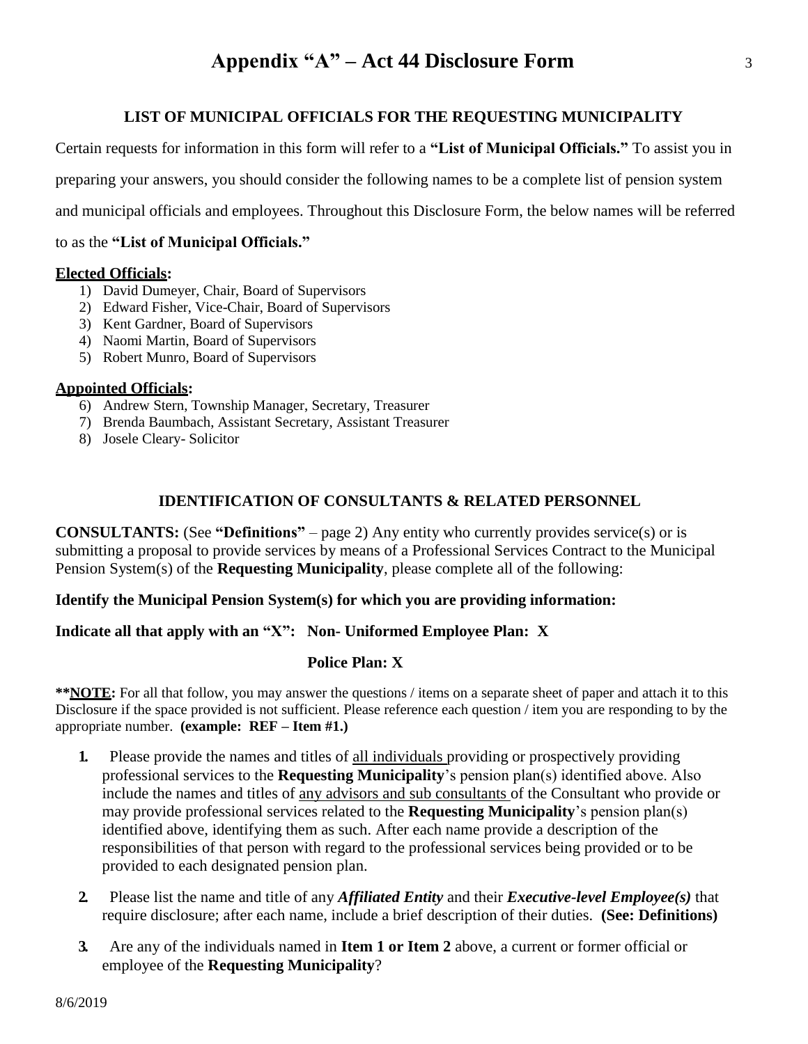# Appendix "A" – Act 44 Disclosure Form

### LIST OF MUNICIPAL OFFICIALS FOR THE REQUESTING MUNICIPALITY

Certain requests for information in this form will refer to a **"List of Municipal Officials."** To assist you in preparing your answers, you should consider the following names to be a complete list of pension system and municipal officials and employees. Throughout this Disclosure Form, the below names will be referred to as the **"List of Municipal Officials."**

**Elected Officials:**

1) David Dumeyer, Chair, Board of Supervisors
2) Edward Fisher, Vice-Chair, Board of Supervisors
3) Kent Gardner, Board of Supervisors
4) Naomi Martin, Board of Supervisors
5) Robert Munro, Board of Supervisors

**Appointed Officials:**

6) Andrew Stern, Township Manager, Secretary, Treasurer
7) Brenda Baumbach, Assistant Secretary, Assistant Treasurer
8) Josele Cleary- Solicitor

### IDENTIFICATION OF CONSULTANTS & RELATED PERSONNEL

**CONSULTANTS:** (See **"Definitions"** – page 2) Any entity who currently provides service(s) or is submitting a proposal to provide services by means of a Professional Services Contract to the Municipal Pension System(s) of the **Requesting Municipality**, please complete all of the following:

**Identify the Municipal Pension System(s) for which you are providing information:**

**Indicate all that apply with an "X": Non- Uniformed Employee Plan: X**

**Police Plan: X**

****NOTE:** For all that follow, you may answer the questions / items on a separate sheet of paper and attach it to this Disclosure if the space provided is not sufficient. Please reference each question / item you are responding to by the appropriate number. **(example: REF – Item #1.)**

1. Please provide the names and titles of all individuals providing or prospectively providing professional services to the **Requesting Municipality**'s pension plan(s) identified above. Also include the names and titles of any advisors and sub consultants of the Consultant who provide or may provide professional services related to the **Requesting Municipality**'s pension plan(s) identified above, identifying them as such. After each name provide a description of the responsibilities of that person with regard to the professional services being provided or to be provided to each designated pension plan.

2. Please list the name and title of any ***Affiliated Entity*** and their ***Executive-level Employee(s)*** that require disclosure; after each name, include a brief description of their duties. **(See: Definitions)**

3. Are any of the individuals named in **Item 1 or Item 2** above, a current or former official or employee of the **Requesting Municipality**?

8/6/2019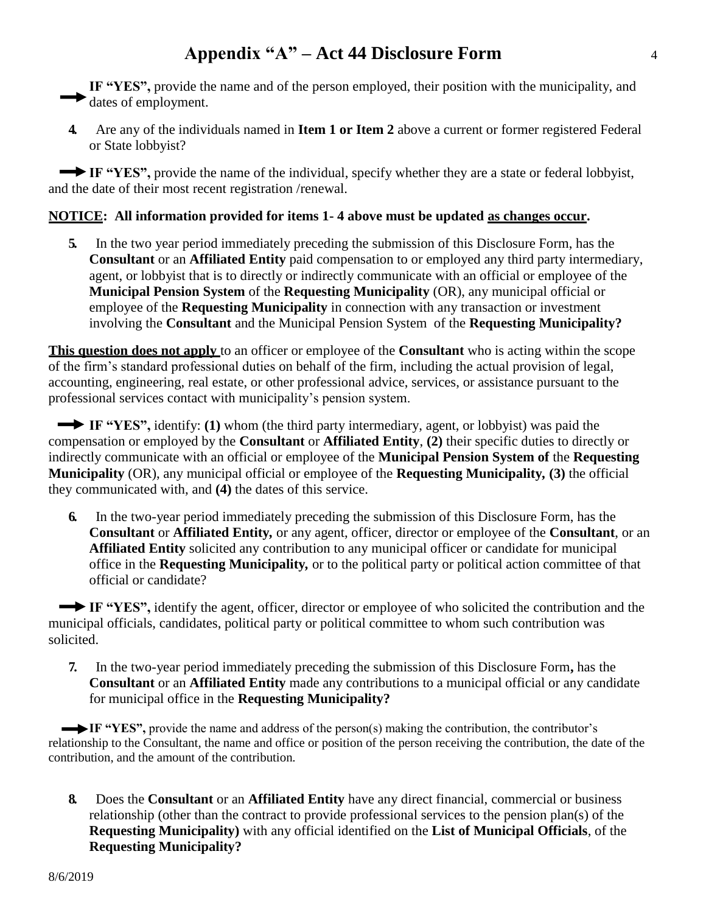# Appendix "A" – Act 44 Disclosure Form

➡ **IF "YES",** provide the name and of the person employed, their position with the municipality, and dates of employment.

**4.** Are any of the individuals named in **Item 1 or Item 2** above a current or former registered Federal or State lobbyist?

➡ **IF "YES",** provide the name of the individual, specify whether they are a state or federal lobbyist, and the date of their most recent registration /renewal.

**<u>NOTICE</u>: All information provided for items 1- 4 above must be updated <u>as changes occur</u>.**

**5.** In the two year period immediately preceding the submission of this Disclosure Form, has the **Consultant** or an **Affiliated Entity** paid compensation to or employed any third party intermediary, agent, or lobbyist that is to directly or indirectly communicate with an official or employee of the **Municipal Pension System** of the **Requesting Municipality** (OR), any municipal official or employee of the **Requesting Municipality** in connection with any transaction or investment involving the **Consultant** and the Municipal Pension System of the **Requesting Municipality?**

**<u>This question does not apply</u>** to an officer or employee of the **Consultant** who is acting within the scope of the firm's standard professional duties on behalf of the firm, including the actual provision of legal, accounting, engineering, real estate, or other professional advice, services, or assistance pursuant to the professional services contact with municipality's pension system.

➡ **IF "YES",** identify: **(1)** whom (the third party intermediary, agent, or lobbyist) was paid the compensation or employed by the **Consultant** or **Affiliated Entity**, **(2)** their specific duties to directly or indirectly communicate with an official or employee of the **Municipal Pension System of** the **Requesting Municipality** (OR), any municipal official or employee of the **Requesting Municipality, (3)** the official they communicated with, and **(4)** the dates of this service.

**6.** In the two-year period immediately preceding the submission of this Disclosure Form, has the **Consultant** or **Affiliated Entity,** or any agent, officer, director or employee of the **Consultant**, or an **Affiliated Entity** solicited any contribution to any municipal officer or candidate for municipal office in the **Requesting Municipality,** or to the political party or political action committee of that official or candidate?

➡ **IF "YES",** identify the agent, officer, director or employee of who solicited the contribution and the municipal officials, candidates, political party or political committee to whom such contribution was solicited.

**7.** In the two-year period immediately preceding the submission of this Disclosure Form**,** has the **Consultant** or an **Affiliated Entity** made any contributions to a municipal official or any candidate for municipal office in the **Requesting Municipality?**

➡ **IF "YES",** provide the name and address of the person(s) making the contribution, the contributor's relationship to the Consultant, the name and office or position of the person receiving the contribution, the date of the contribution, and the amount of the contribution.

**8.** Does the **Consultant** or an **Affiliated Entity** have any direct financial, commercial or business relationship (other than the contract to provide professional services to the pension plan(s) of the **Requesting Municipality)** with any official identified on the **List of Municipal Officials**, of the **Requesting Municipality?**

8/6/2019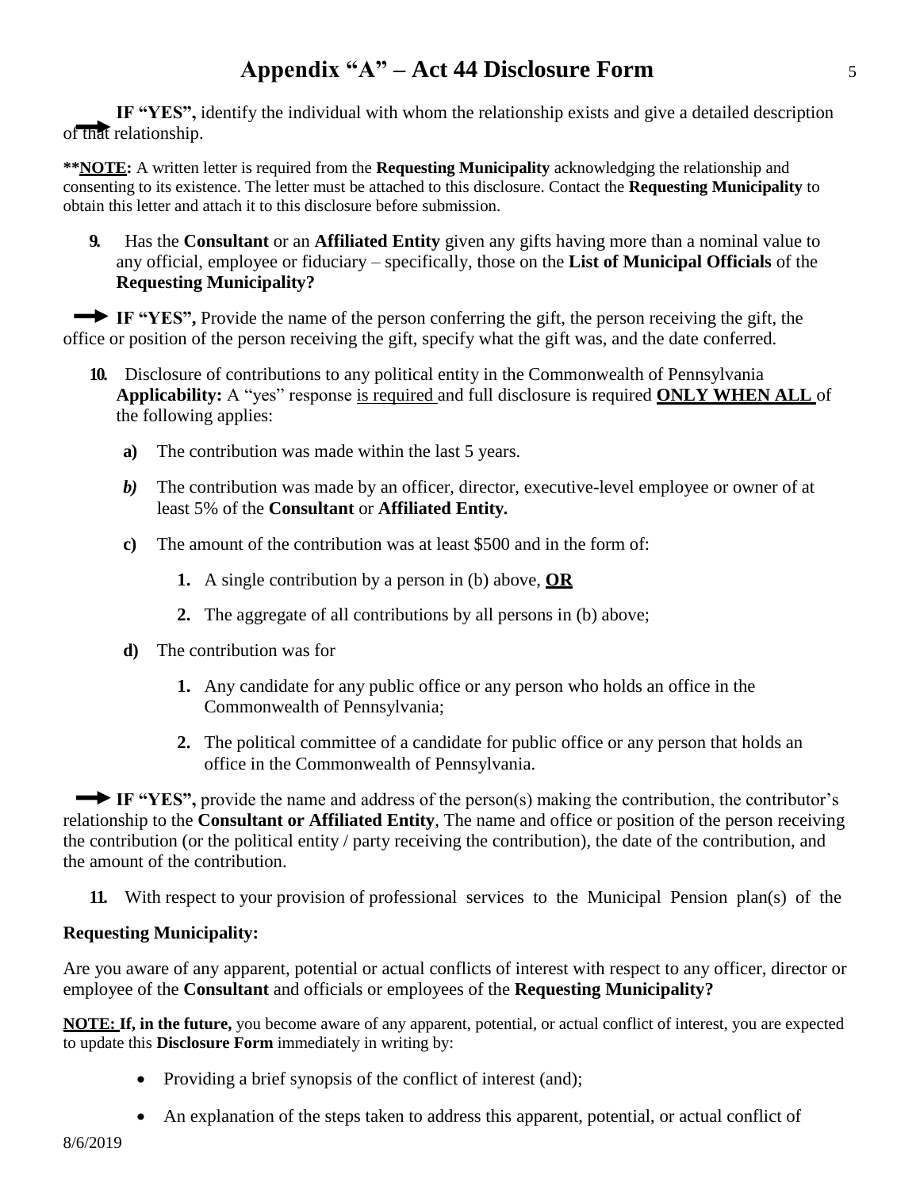# Appendix "A" – Act 44 Disclosure Form

➡ **IF "YES",** identify the individual with whom the relationship exists and give a detailed description of that relationship.

****NOTE:** A written letter is required from the **Requesting Municipality** acknowledging the relationship and consenting to its existence. The letter must be attached to this disclosure. Contact the **Requesting Municipality** to obtain this letter and attach it to this disclosure before submission.

**9.** Has the **Consultant** or an **Affiliated Entity** given any gifts having more than a nominal value to any official, employee or fiduciary – specifically, those on the **List of Municipal Officials** of the **Requesting Municipality?**

➡ **IF "YES",** Provide the name of the person conferring the gift, the person receiving the gift, the office or position of the person receiving the gift, specify what the gift was, and the date conferred.

**10.** Disclosure of contributions to any political entity in the Commonwealth of Pennsylvania
**Applicability:** A "yes" response <u>is required</u> and full disclosure is required **<u>ONLY WHEN ALL</u>** of the following applies:

- **a)** The contribution was made within the last 5 years.
- ***b)*** The contribution was made by an officer, director, executive-level employee or owner of at least 5% of the **Consultant** or **Affiliated Entity.**
- **c)** The amount of the contribution was at least $500 and in the form of:
  - **1.** A single contribution by a person in (b) above, **<u>OR</u>**
  - **2.** The aggregate of all contributions by all persons in (b) above;
- **d)** The contribution was for
  - **1.** Any candidate for any public office or any person who holds an office in the Commonwealth of Pennsylvania;
  - **2.** The political committee of a candidate for public office or any person that holds an office in the Commonwealth of Pennsylvania.

➡ **IF "YES",** provide the name and address of the person(s) making the contribution, the contributor's relationship to the **Consultant or Affiliated Entity**, The name and office or position of the person receiving the contribution (or the political entity / party receiving the contribution), the date of the contribution, and the amount of the contribution.

**11.** With respect to your provision of professional services to the Municipal Pension plan(s) of the **Requesting Municipality:**

Are you aware of any apparent, potential or actual conflicts of interest with respect to any officer, director or employee of the **Consultant** and officials or employees of the **Requesting Municipality?**

**<u>NOTE:</u> If, in the future,** you become aware of any apparent, potential, or actual conflict of interest, you are expected to update this **Disclosure Form** immediately in writing by:

- Providing a brief synopsis of the conflict of interest (and);
- An explanation of the steps taken to address this apparent, potential, or actual conflict of

8/6/2019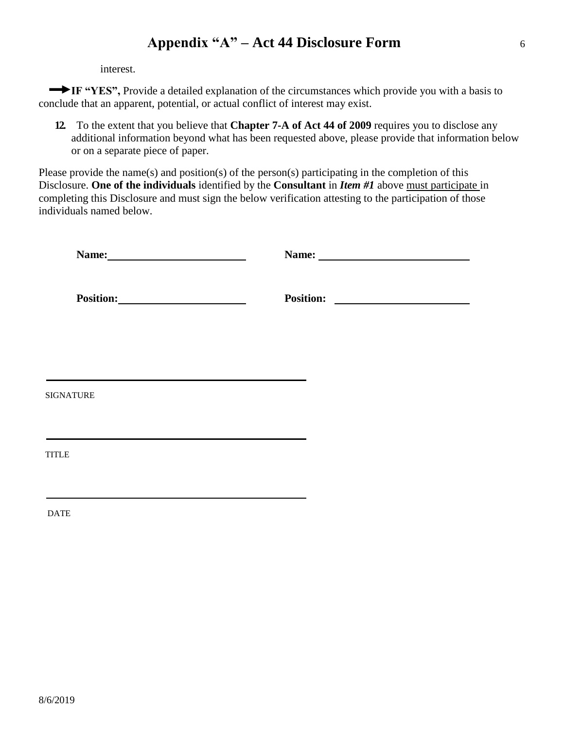interest.

→ **IF "YES",** Provide a detailed explanation of the circumstances which provide you with a basis to conclude that an apparent, potential, or actual conflict of interest may exist.

**12.** To the extent that you believe that **Chapter 7-A of Act 44 of 2009** requires you to disclose any additional information beyond what has been requested above, please provide that information below or on a separate piece of paper.

Please provide the name(s) and position(s) of the person(s) participating in the completion of this Disclosure. **One of the individuals** identified by the **Consultant** in ***Item #1*** above must participate in completing this Disclosure and must sign the below verification attesting to the participation of those individuals named below.

**Name:** ____________________ **Name:** ____________________

**Position:** ____________________ **Position:** ____________________

______________________________

SIGNATURE

______________________________

TITLE

______________________________

DATE

8/6/2019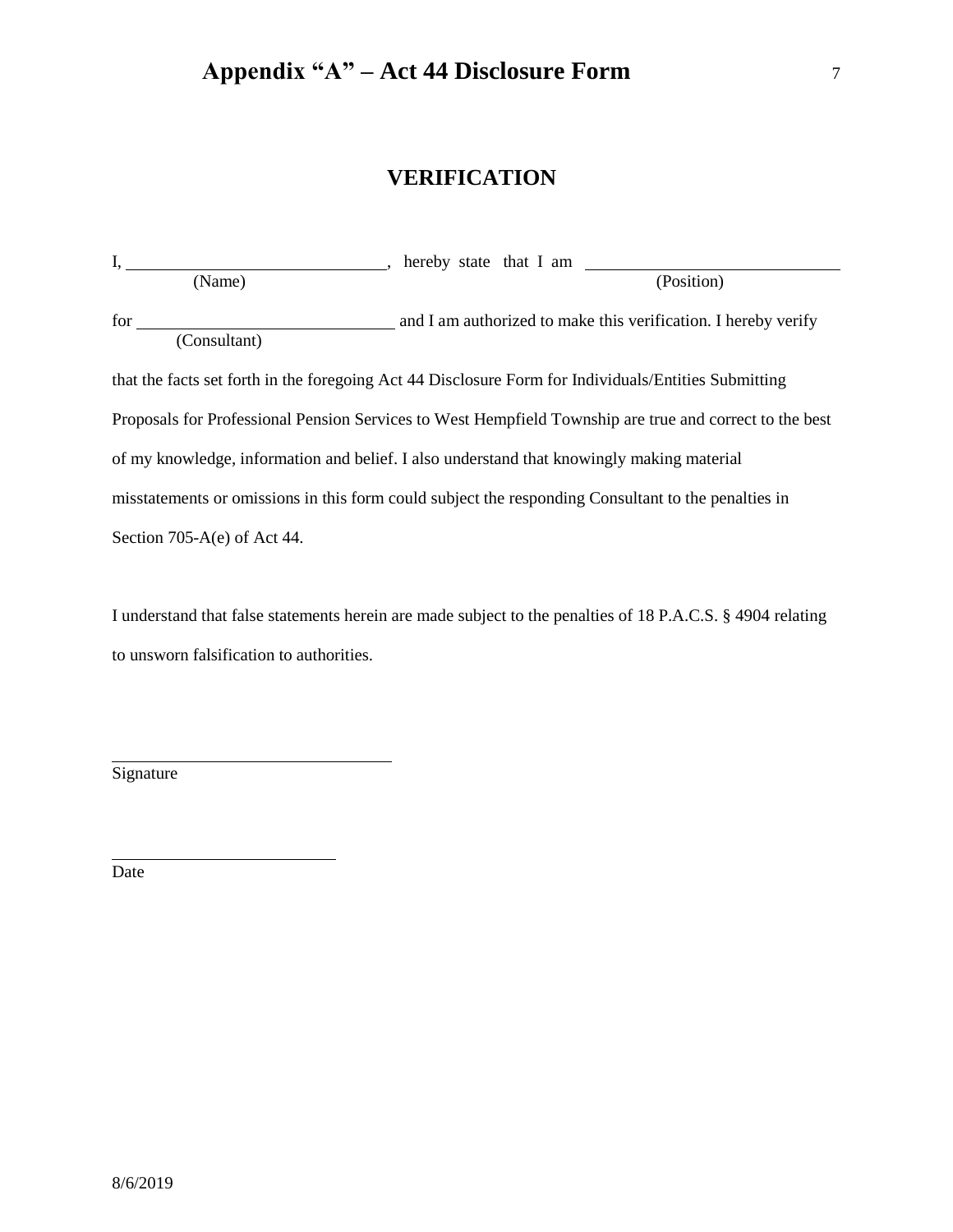# Appendix "A" – Act 44 Disclosure Form

## VERIFICATION

I, ______________________________, hereby state that I am ______________________________
(Name) (Position)

for ______________________________ and I am authorized to make this verification. I hereby verify
(Consultant)

that the facts set forth in the foregoing Act 44 Disclosure Form for Individuals/Entities Submitting Proposals for Professional Pension Services to West Hempfield Township are true and correct to the best of my knowledge, information and belief. I also understand that knowingly making material misstatements or omissions in this form could subject the responding Consultant to the penalties in Section 705-A(e) of Act 44.

I understand that false statements herein are made subject to the penalties of 18 P.A.C.S. § 4904 relating to unsworn falsification to authorities.

______________________________
Signature

__________________________
Date

8/6/2019